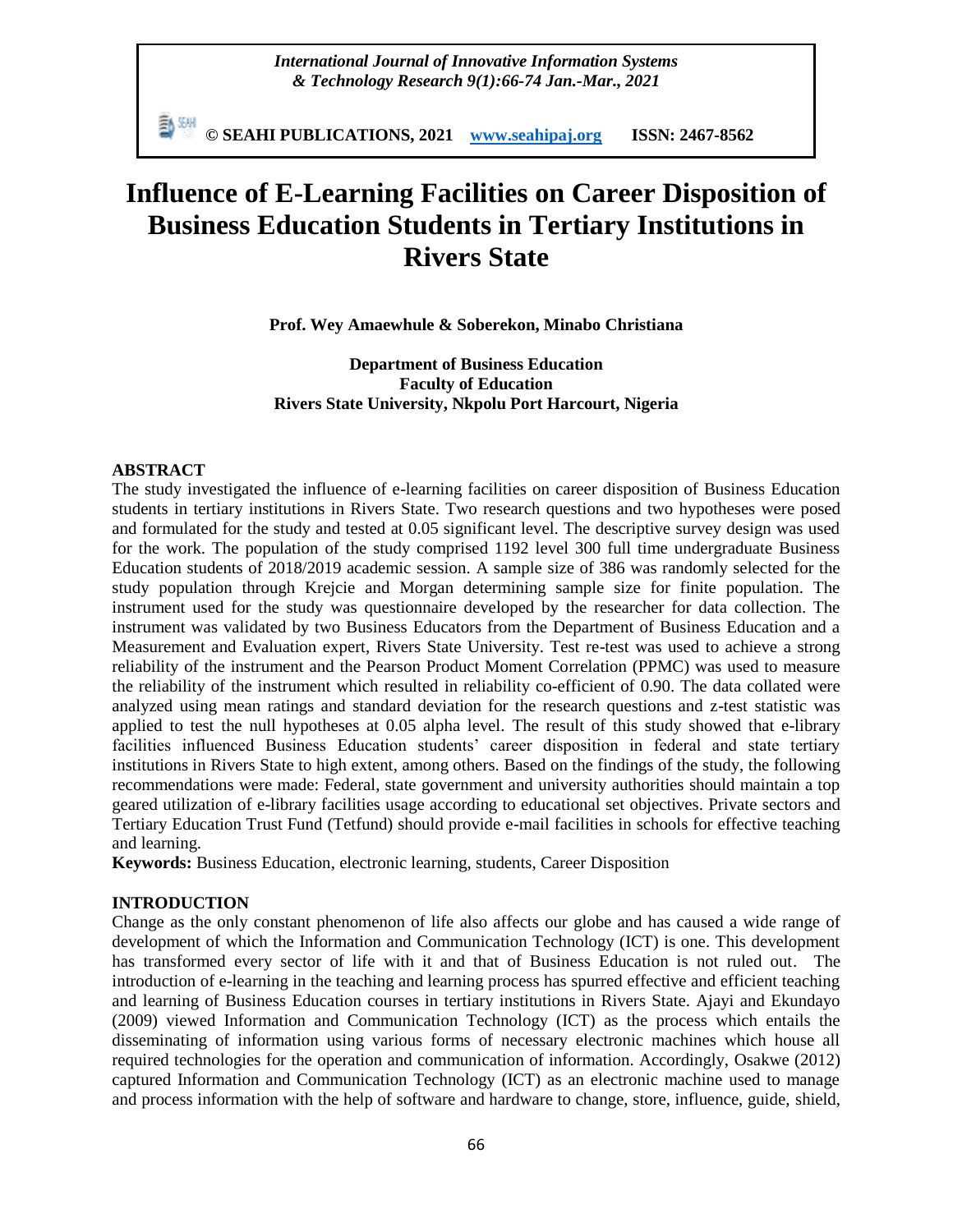# Influence of E-Learning Facilities on Career Disposition of Business Education Students in Tertiary Institutions in Rivers State

**Prof. Wey Amaewhule & Soberekon, Minabo Christiana**

**Department of Business Education**
**Faculty of Education**
**Rivers State University, Nkpolu Port Harcourt, Nigeria**

## ABSTRACT

The study investigated the influence of e-learning facilities on career disposition of Business Education students in tertiary institutions in Rivers State. Two research questions and two hypotheses were posed and formulated for the study and tested at 0.05 significant level. The descriptive survey design was used for the work. The population of the study comprised 1192 level 300 full time undergraduate Business Education students of 2018/2019 academic session. A sample size of 386 was randomly selected for the study population through Krejcie and Morgan determining sample size for finite population. The instrument used for the study was questionnaire developed by the researcher for data collection. The instrument was validated by two Business Educators from the Department of Business Education and a Measurement and Evaluation expert, Rivers State University. Test re-test was used to achieve a strong reliability of the instrument and the Pearson Product Moment Correlation (PPMC) was used to measure the reliability of the instrument which resulted in reliability co-efficient of 0.90. The data collated were analyzed using mean ratings and standard deviation for the research questions and z-test statistic was applied to test the null hypotheses at 0.05 alpha level. The result of this study showed that e-library facilities influenced Business Education students' career disposition in federal and state tertiary institutions in Rivers State to high extent, among others. Based on the findings of the study, the following recommendations were made: Federal, state government and university authorities should maintain a top geared utilization of e-library facilities usage according to educational set objectives. Private sectors and Tertiary Education Trust Fund (Tetfund) should provide e-mail facilities in schools for effective teaching and learning.

**Keywords:** Business Education, electronic learning, students, Career Disposition

## INTRODUCTION

Change as the only constant phenomenon of life also affects our globe and has caused a wide range of development of which the Information and Communication Technology (ICT) is one. This development has transformed every sector of life with it and that of Business Education is not ruled out. The introduction of e-learning in the teaching and learning process has spurred effective and efficient teaching and learning of Business Education courses in tertiary institutions in Rivers State. Ajayi and Ekundayo (2009) viewed Information and Communication Technology (ICT) as the process which entails the disseminating of information using various forms of necessary electronic machines which house all required technologies for the operation and communication of information. Accordingly, Osakwe (2012) captured Information and Communication Technology (ICT) as an electronic machine used to manage and process information with the help of software and hardware to change, store, influence, guide, shield,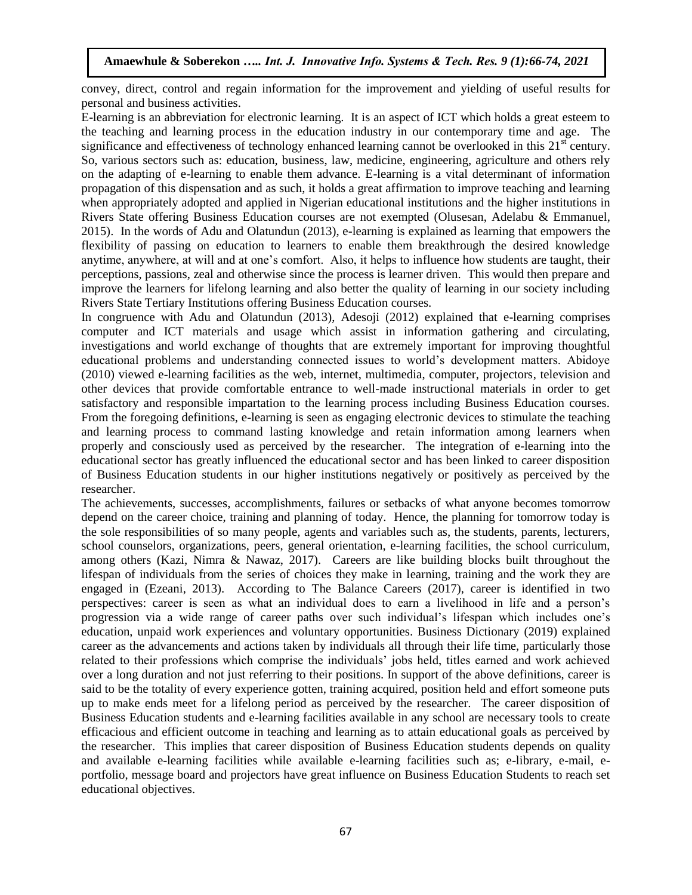convey, direct, control and regain information for the improvement and yielding of useful results for personal and business activities.

E-learning is an abbreviation for electronic learning. It is an aspect of ICT which holds a great esteem to the teaching and learning process in the education industry in our contemporary time and age. The significance and effectiveness of technology enhanced learning cannot be overlooked in this 21st century. So, various sectors such as: education, business, law, medicine, engineering, agriculture and others rely on the adapting of e-learning to enable them advance. E-learning is a vital determinant of information propagation of this dispensation and as such, it holds a great affirmation to improve teaching and learning when appropriately adopted and applied in Nigerian educational institutions and the higher institutions in Rivers State offering Business Education courses are not exempted (Olusesan, Adelabu & Emmanuel, 2015). In the words of Adu and Olatundun (2013), e-learning is explained as learning that empowers the flexibility of passing on education to learners to enable them breakthrough the desired knowledge anytime, anywhere, at will and at one's comfort. Also, it helps to influence how students are taught, their perceptions, passions, zeal and otherwise since the process is learner driven. This would then prepare and improve the learners for lifelong learning and also better the quality of learning in our society including Rivers State Tertiary Institutions offering Business Education courses.

In congruence with Adu and Olatundun (2013), Adesoji (2012) explained that e-learning comprises computer and ICT materials and usage which assist in information gathering and circulating, investigations and world exchange of thoughts that are extremely important for improving thoughtful educational problems and understanding connected issues to world's development matters. Abidoye (2010) viewed e-learning facilities as the web, internet, multimedia, computer, projectors, television and other devices that provide comfortable entrance to well-made instructional materials in order to get satisfactory and responsible impartation to the learning process including Business Education courses. From the foregoing definitions, e-learning is seen as engaging electronic devices to stimulate the teaching and learning process to command lasting knowledge and retain information among learners when properly and consciously used as perceived by the researcher. The integration of e-learning into the educational sector has greatly influenced the educational sector and has been linked to career disposition of Business Education students in our higher institutions negatively or positively as perceived by the researcher.

The achievements, successes, accomplishments, failures or setbacks of what anyone becomes tomorrow depend on the career choice, training and planning of today. Hence, the planning for tomorrow today is the sole responsibilities of so many people, agents and variables such as, the students, parents, lecturers, school counselors, organizations, peers, general orientation, e-learning facilities, the school curriculum, among others (Kazi, Nimra & Nawaz, 2017). Careers are like building blocks built throughout the lifespan of individuals from the series of choices they make in learning, training and the work they are engaged in (Ezeani, 2013). According to The Balance Careers (2017), career is identified in two perspectives: career is seen as what an individual does to earn a livelihood in life and a person's progression via a wide range of career paths over such individual's lifespan which includes one's education, unpaid work experiences and voluntary opportunities. Business Dictionary (2019) explained career as the advancements and actions taken by individuals all through their life time, particularly those related to their professions which comprise the individuals' jobs held, titles earned and work achieved over a long duration and not just referring to their positions. In support of the above definitions, career is said to be the totality of every experience gotten, training acquired, position held and effort someone puts up to make ends meet for a lifelong period as perceived by the researcher. The career disposition of Business Education students and e-learning facilities available in any school are necessary tools to create efficacious and efficient outcome in teaching and learning as to attain educational goals as perceived by the researcher. This implies that career disposition of Business Education students depends on quality and available e-learning facilities while available e-learning facilities such as; e-library, e-mail, e-portfolio, message board and projectors have great influence on Business Education Students to reach set educational objectives.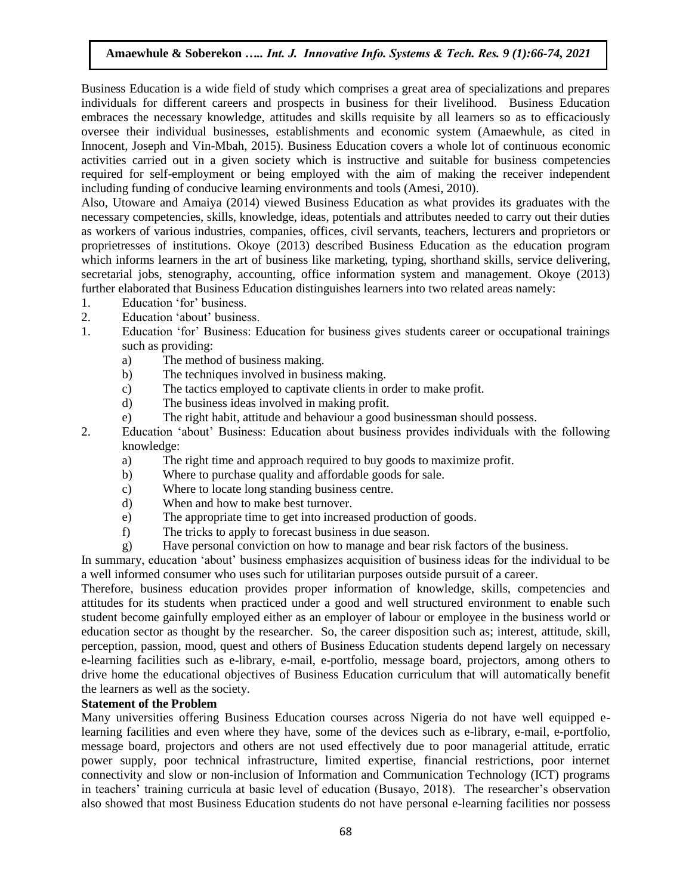Business Education is a wide field of study which comprises a great area of specializations and prepares individuals for different careers and prospects in business for their livelihood. Business Education embraces the necessary knowledge, attitudes and skills requisite by all learners so as to efficaciously oversee their individual businesses, establishments and economic system (Amaewhule, as cited in Innocent, Joseph and Vin-Mbah, 2015). Business Education covers a whole lot of continuous economic activities carried out in a given society which is instructive and suitable for business competencies required for self-employment or being employed with the aim of making the receiver independent including funding of conducive learning environments and tools (Amesi, 2010).

Also, Utoware and Amaiya (2014) viewed Business Education as what provides its graduates with the necessary competencies, skills, knowledge, ideas, potentials and attributes needed to carry out their duties as workers of various industries, companies, offices, civil servants, teachers, lecturers and proprietors or proprietresses of institutions. Okoye (2013) described Business Education as the education program which informs learners in the art of business like marketing, typing, shorthand skills, service delivering, secretarial jobs, stenography, accounting, office information system and management. Okoye (2013) further elaborated that Business Education distinguishes learners into two related areas namely:

1. Education 'for' business.
2. Education 'about' business.

1. Education 'for' Business: Education for business gives students career or occupational trainings such as providing:
   a) The method of business making.
   b) The techniques involved in business making.
   c) The tactics employed to captivate clients in order to make profit.
   d) The business ideas involved in making profit.
   e) The right habit, attitude and behaviour a good businessman should possess.
2. Education 'about' Business: Education about business provides individuals with the following knowledge:
   a) The right time and approach required to buy goods to maximize profit.
   b) Where to purchase quality and affordable goods for sale.
   c) Where to locate long standing business centre.
   d) When and how to make best turnover.
   e) The appropriate time to get into increased production of goods.
   f) The tricks to apply to forecast business in due season.
   g) Have personal conviction on how to manage and bear risk factors of the business.

In summary, education 'about' business emphasizes acquisition of business ideas for the individual to be a well informed consumer who uses such for utilitarian purposes outside pursuit of a career.

Therefore, business education provides proper information of knowledge, skills, competencies and attitudes for its students when practiced under a good and well structured environment to enable such student become gainfully employed either as an employer of labour or employee in the business world or education sector as thought by the researcher. So, the career disposition such as; interest, attitude, skill, perception, passion, mood, quest and others of Business Education students depend largely on necessary e-learning facilities such as e-library, e-mail, e-portfolio, message board, projectors, among others to drive home the educational objectives of Business Education curriculum that will automatically benefit the learners as well as the society.

**Statement of the Problem**

Many universities offering Business Education courses across Nigeria do not have well equipped e-learning facilities and even where they have, some of the devices such as e-library, e-mail, e-portfolio, message board, projectors and others are not used effectively due to poor managerial attitude, erratic power supply, poor technical infrastructure, limited expertise, financial restrictions, poor internet connectivity and slow or non-inclusion of Information and Communication Technology (ICT) programs in teachers' training curricula at basic level of education (Busayo, 2018). The researcher's observation also showed that most Business Education students do not have personal e-learning facilities nor possess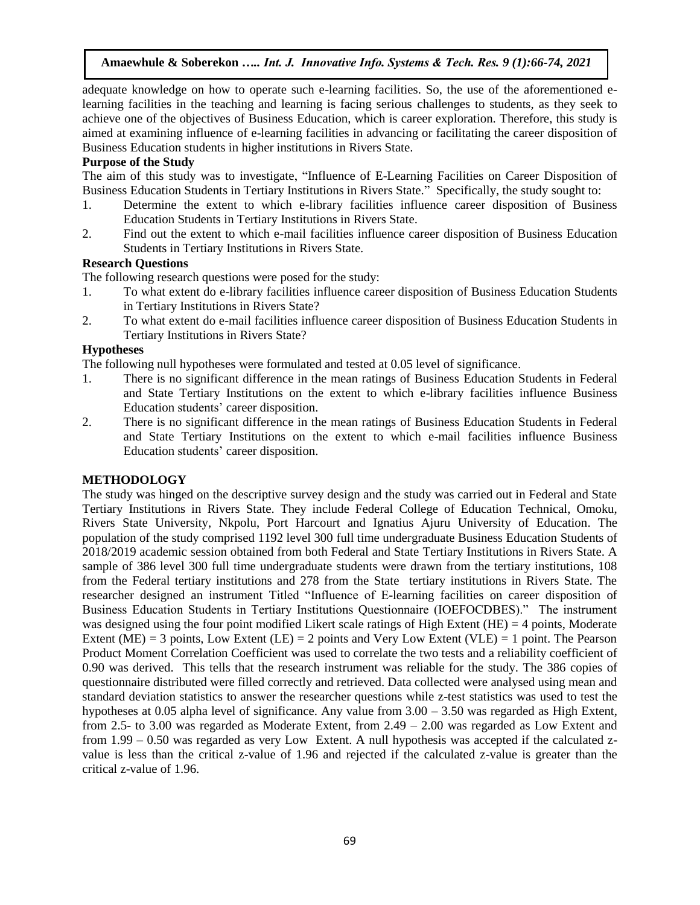adequate knowledge on how to operate such e-learning facilities. So, the use of the aforementioned e-learning facilities in the teaching and learning is facing serious challenges to students, as they seek to achieve one of the objectives of Business Education, which is career exploration. Therefore, this study is aimed at examining influence of e-learning facilities in advancing or facilitating the career disposition of Business Education students in higher institutions in Rivers State.

**Purpose of the Study**

The aim of this study was to investigate, "Influence of E-Learning Facilities on Career Disposition of Business Education Students in Tertiary Institutions in Rivers State." Specifically, the study sought to:

1. Determine the extent to which e-library facilities influence career disposition of Business Education Students in Tertiary Institutions in Rivers State.
2. Find out the extent to which e-mail facilities influence career disposition of Business Education Students in Tertiary Institutions in Rivers State.

**Research Questions**

The following research questions were posed for the study:

1. To what extent do e-library facilities influence career disposition of Business Education Students in Tertiary Institutions in Rivers State?
2. To what extent do e-mail facilities influence career disposition of Business Education Students in Tertiary Institutions in Rivers State?

**Hypotheses**

The following null hypotheses were formulated and tested at 0.05 level of significance.

1. There is no significant difference in the mean ratings of Business Education Students in Federal and State Tertiary Institutions on the extent to which e-library facilities influence Business Education students' career disposition.
2. There is no significant difference in the mean ratings of Business Education Students in Federal and State Tertiary Institutions on the extent to which e-mail facilities influence Business Education students' career disposition.

## METHODOLOGY

The study was hinged on the descriptive survey design and the study was carried out in Federal and State Tertiary Institutions in Rivers State. They include Federal College of Education Technical, Omoku, Rivers State University, Nkpolu, Port Harcourt and Ignatius Ajuru University of Education. The population of the study comprised 1192 level 300 full time undergraduate Business Education Students of 2018/2019 academic session obtained from both Federal and State Tertiary Institutions in Rivers State. A sample of 386 level 300 full time undergraduate students were drawn from the tertiary institutions, 108 from the Federal tertiary institutions and 278 from the State tertiary institutions in Rivers State. The researcher designed an instrument Titled "Influence of E-learning facilities on career disposition of Business Education Students in Tertiary Institutions Questionnaire (IOEFOCDBES)." The instrument was designed using the four point modified Likert scale ratings of High Extent (HE) = 4 points, Moderate Extent (ME) = 3 points, Low Extent (LE) = 2 points and Very Low Extent (VLE) = 1 point. The Pearson Product Moment Correlation Coefficient was used to correlate the two tests and a reliability coefficient of 0.90 was derived. This tells that the research instrument was reliable for the study. The 386 copies of questionnaire distributed were filled correctly and retrieved. Data collected were analysed using mean and standard deviation statistics to answer the researcher questions while z-test statistics was used to test the hypotheses at 0.05 alpha level of significance. Any value from 3.00 – 3.50 was regarded as High Extent, from 2.5- to 3.00 was regarded as Moderate Extent, from 2.49 – 2.00 was regarded as Low Extent and from 1.99 – 0.50 was regarded as very Low Extent. A null hypothesis was accepted if the calculated z-value is less than the critical z-value of 1.96 and rejected if the calculated z-value is greater than the critical z-value of 1.96.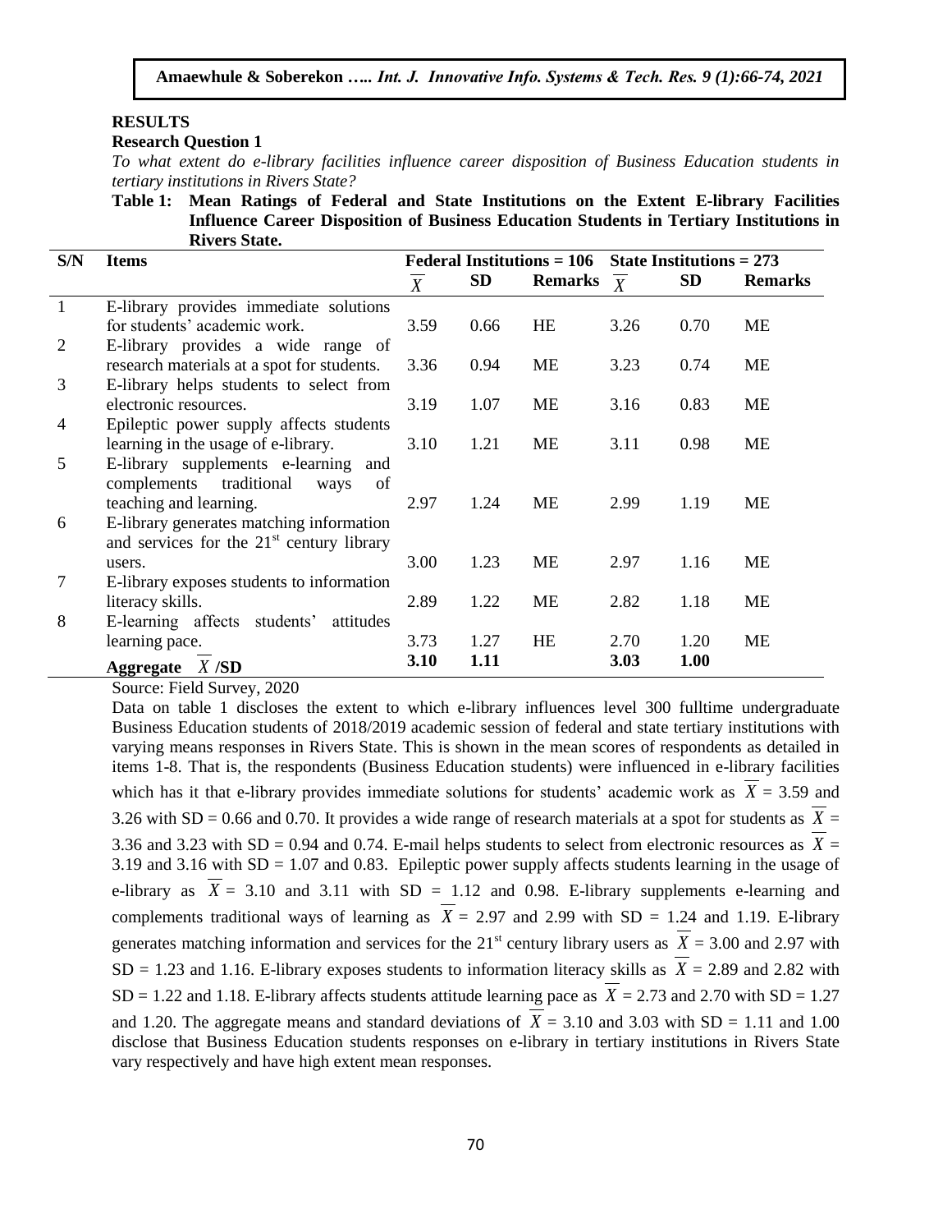## RESULTS

### Research Question 1

*To what extent do e-library facilities influence career disposition of Business Education students in tertiary institutions in Rivers State?*

**Table 1: Mean Ratings of Federal and State Institutions on the Extent E-library Facilities Influence Career Disposition of Business Education Students in Tertiary Institutions in Rivers State.**

| S/N | Items | Federal Institutions = 106 | | | State Institutions = 273 | | |
|---|---|---|---|---|---|---|---|
| | | $\overline{X}$ | SD | Remarks | $\overline{X}$ | SD | Remarks |
| 1 | E-library provides immediate solutions for students' academic work. | 3.59 | 0.66 | HE | 3.26 | 0.70 | ME |
| 2 | E-library provides a wide range of research materials at a spot for students. | 3.36 | 0.94 | ME | 3.23 | 0.74 | ME |
| 3 | E-library helps students to select from electronic resources. | 3.19 | 1.07 | ME | 3.16 | 0.83 | ME |
| 4 | Epileptic power supply affects students learning in the usage of e-library. | 3.10 | 1.21 | ME | 3.11 | 0.98 | ME |
| 5 | E-library supplements e-learning and complements traditional ways of teaching and learning. | 2.97 | 1.24 | ME | 2.99 | 1.19 | ME |
| 6 | E-library generates matching information and services for the 21st century library users. | 3.00 | 1.23 | ME | 2.97 | 1.16 | ME |
| 7 | E-library exposes students to information literacy skills. | 2.89 | 1.22 | ME | 2.82 | 1.18 | ME |
| 8 | E-learning affects students' attitudes learning pace. | 3.73 | 1.27 | HE | 2.70 | 1.20 | ME |
| | **Aggregate $\overline{X}$ /SD** | **3.10** | **1.11** | | **3.03** | **1.00** | |

Source: Field Survey, 2020

Data on table 1 discloses the extent to which e-library influences level 300 fulltime undergraduate Business Education students of 2018/2019 academic session of federal and state tertiary institutions with varying means responses in Rivers State. This is shown in the mean scores of respondents as detailed in items 1-8. That is, the respondents (Business Education students) were influenced in e-library facilities which has it that e-library provides immediate solutions for students' academic work as $\overline{X}$ = 3.59 and 3.26 with SD = 0.66 and 0.70. It provides a wide range of research materials at a spot for students as $\overline{X}$ = 3.36 and 3.23 with SD = 0.94 and 0.74. E-mail helps students to select from electronic resources as $\overline{X}$ = 3.19 and 3.16 with SD = 1.07 and 0.83. Epileptic power supply affects students learning in the usage of e-library as $\overline{X}$ = 3.10 and 3.11 with SD = 1.12 and 0.98. E-library supplements e-learning and complements traditional ways of learning as $\overline{X}$ = 2.97 and 2.99 with SD = 1.24 and 1.19. E-library generates matching information and services for the 21st century library users as $\overline{X}$ = 3.00 and 2.97 with SD = 1.23 and 1.16. E-library exposes students to information literacy skills as $\overline{X}$ = 2.89 and 2.82 with SD = 1.22 and 1.18. E-library affects students attitude learning pace as $\overline{X}$ = 2.73 and 2.70 with SD = 1.27 and 1.20. The aggregate means and standard deviations of $\overline{X}$ = 3.10 and 3.03 with SD = 1.11 and 1.00 disclose that Business Education students responses on e-library in tertiary institutions in Rivers State vary respectively and have high extent mean responses.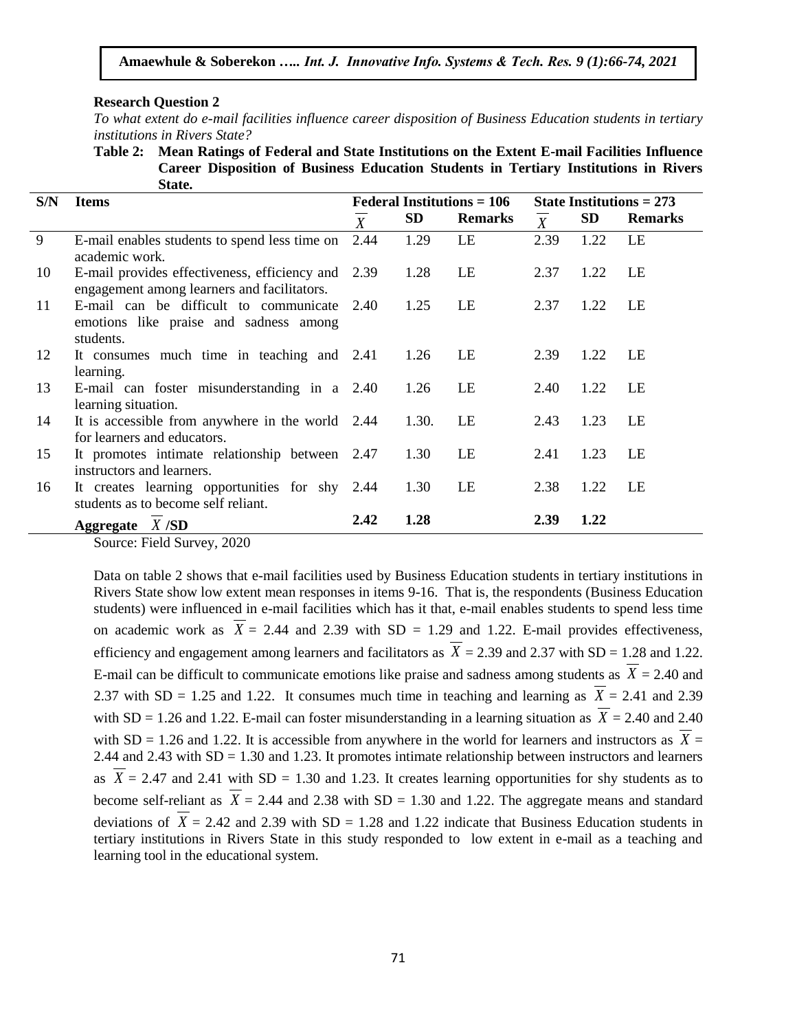**Research Question 2**

*To what extent do e-mail facilities influence career disposition of Business Education students in tertiary institutions in Rivers State?*

**Table 2: Mean Ratings of Federal and State Institutions on the Extent E-mail Facilities Influence Career Disposition of Business Education Students in Tertiary Institutions in Rivers State.**

| S/N | Items | Federal Institutions = 106 | | | State Institutions = 273 | | |
|---|---|---|---|---|---|---|---|
| | | $\overline{X}$ | SD | Remarks | $\overline{X}$ | SD | Remarks |
| 9 | E-mail enables students to spend less time on academic work. | 2.44 | 1.29 | LE | 2.39 | 1.22 | LE |
| 10 | E-mail provides effectiveness, efficiency and engagement among learners and facilitators. | 2.39 | 1.28 | LE | 2.37 | 1.22 | LE |
| 11 | E-mail can be difficult to communicate emotions like praise and sadness among students. | 2.40 | 1.25 | LE | 2.37 | 1.22 | LE |
| 12 | It consumes much time in teaching and learning. | 2.41 | 1.26 | LE | 2.39 | 1.22 | LE |
| 13 | E-mail can foster misunderstanding in a learning situation. | 2.40 | 1.26 | LE | 2.40 | 1.22 | LE |
| 14 | It is accessible from anywhere in the world for learners and educators. | 2.44 | 1.30. | LE | 2.43 | 1.23 | LE |
| 15 | It promotes intimate relationship between instructors and learners. | 2.47 | 1.30 | LE | 2.41 | 1.23 | LE |
| 16 | It creates learning opportunities for shy students as to become self reliant. | 2.44 | 1.30 | LE | 2.38 | 1.22 | LE |
| | **Aggregate $\overline{X}$ /SD** | **2.42** | **1.28** | | **2.39** | **1.22** | |

Source: Field Survey, 2020

Data on table 2 shows that e-mail facilities used by Business Education students in tertiary institutions in Rivers State show low extent mean responses in items 9-16. That is, the respondents (Business Education students) were influenced in e-mail facilities which has it that, e-mail enables students to spend less time on academic work as $\overline{X}$ = 2.44 and 2.39 with SD = 1.29 and 1.22. E-mail provides effectiveness, efficiency and engagement among learners and facilitators as $\overline{X}$ = 2.39 and 2.37 with SD = 1.28 and 1.22. E-mail can be difficult to communicate emotions like praise and sadness among students as $\overline{X}$ = 2.40 and 2.37 with SD = 1.25 and 1.22. It consumes much time in teaching and learning as $\overline{X}$ = 2.41 and 2.39 with SD = 1.26 and 1.22. E-mail can foster misunderstanding in a learning situation as $\overline{X}$ = 2.40 and 2.40 with SD = 1.26 and 1.22. It is accessible from anywhere in the world for learners and instructors as $\overline{X}$ = 2.44 and 2.43 with SD = 1.30 and 1.23. It promotes intimate relationship between instructors and learners as $\overline{X}$ = 2.47 and 2.41 with SD = 1.30 and 1.23. It creates learning opportunities for shy students as to become self-reliant as $\overline{X}$ = 2.44 and 2.38 with SD = 1.30 and 1.22. The aggregate means and standard deviations of $\overline{X}$ = 2.42 and 2.39 with SD = 1.28 and 1.22 indicate that Business Education students in tertiary institutions in Rivers State in this study responded to low extent in e-mail as a teaching and learning tool in the educational system.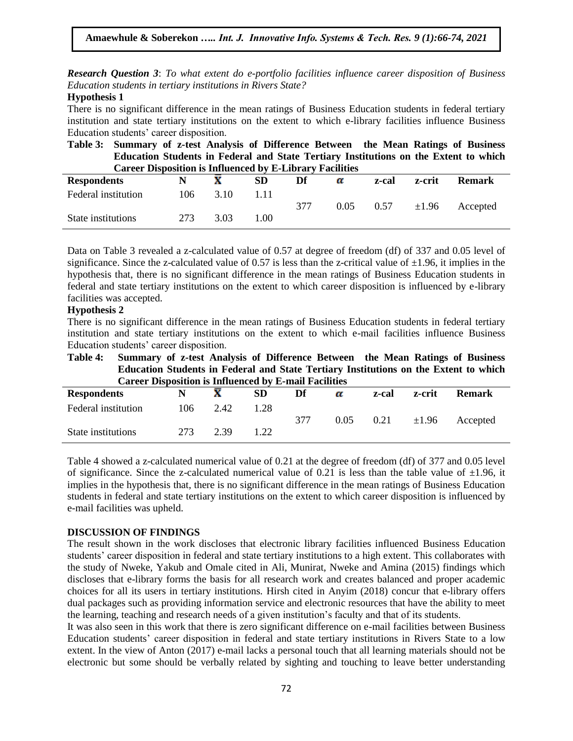***Research Question 3***: *To what extent do e-portfolio facilities influence career disposition of Business Education students in tertiary institutions in Rivers State?*

**Hypothesis 1**

There is no significant difference in the mean ratings of Business Education students in federal tertiary institution and state tertiary institutions on the extent to which e-library facilities influence Business Education students' career disposition.

**Table 3: Summary of z-test Analysis of Difference Between the Mean Ratings of Business Education Students in Federal and State Tertiary Institutions on the Extent to which Career Disposition is Influenced by E-Library Facilities**

| Respondents | N | $\bar{X}$ | SD | Df | $\alpha$ | z-cal | z-crit | Remark |
|---|---|---|---|---|---|---|---|---|
| Federal institution | 106 | 3.10 | 1.11 | 377 | 0.05 | 0.57 | ±1.96 | Accepted |
| State institutions | 273 | 3.03 | 1.00 | | | | | |

Data on Table 3 revealed a z-calculated value of 0.57 at degree of freedom (df) of 337 and 0.05 level of significance. Since the z-calculated value of 0.57 is less than the z-critical value of ±1.96, it implies in the hypothesis that, there is no significant difference in the mean ratings of Business Education students in federal and state tertiary institutions on the extent to which career disposition is influenced by e-library facilities was accepted.

**Hypothesis 2**

There is no significant difference in the mean ratings of Business Education students in federal tertiary institution and state tertiary institutions on the extent to which e-mail facilities influence Business Education students' career disposition.

**Table 4: Summary of z-test Analysis of Difference Between the Mean Ratings of Business Education Students in Federal and State Tertiary Institutions on the Extent to which Career Disposition is Influenced by E-mail Facilities**

| Respondents | N | $\bar{X}$ | SD | Df | $\alpha$ | z-cal | z-crit | Remark |
|---|---|---|---|---|---|---|---|---|
| Federal institution | 106 | 2.42 | 1.28 | 377 | 0.05 | 0.21 | ±1.96 | Accepted |
| State institutions | 273 | 2.39 | 1.22 | | | | | |

Table 4 showed a z-calculated numerical value of 0.21 at the degree of freedom (df) of 377 and 0.05 level of significance. Since the z-calculated numerical value of 0.21 is less than the table value of ±1.96, it implies in the hypothesis that, there is no significant difference in the mean ratings of Business Education students in federal and state tertiary institutions on the extent to which career disposition is influenced by e-mail facilities was upheld.

## DISCUSSION OF FINDINGS

The result shown in the work discloses that electronic library facilities influenced Business Education students' career disposition in federal and state tertiary institutions to a high extent. This collaborates with the study of Nweke, Yakub and Omale cited in Ali, Munirat, Nweke and Amina (2015) findings which discloses that e-library forms the basis for all research work and creates balanced and proper academic choices for all its users in tertiary institutions. Hirsh cited in Anyim (2018) concur that e-library offers dual packages such as providing information service and electronic resources that have the ability to meet the learning, teaching and research needs of a given institution's faculty and that of its students.

It was also seen in this work that there is zero significant difference on e-mail facilities between Business Education students' career disposition in federal and state tertiary institutions in Rivers State to a low extent. In the view of Anton (2017) e-mail lacks a personal touch that all learning materials should not be electronic but some should be verbally related by sighting and touching to leave better understanding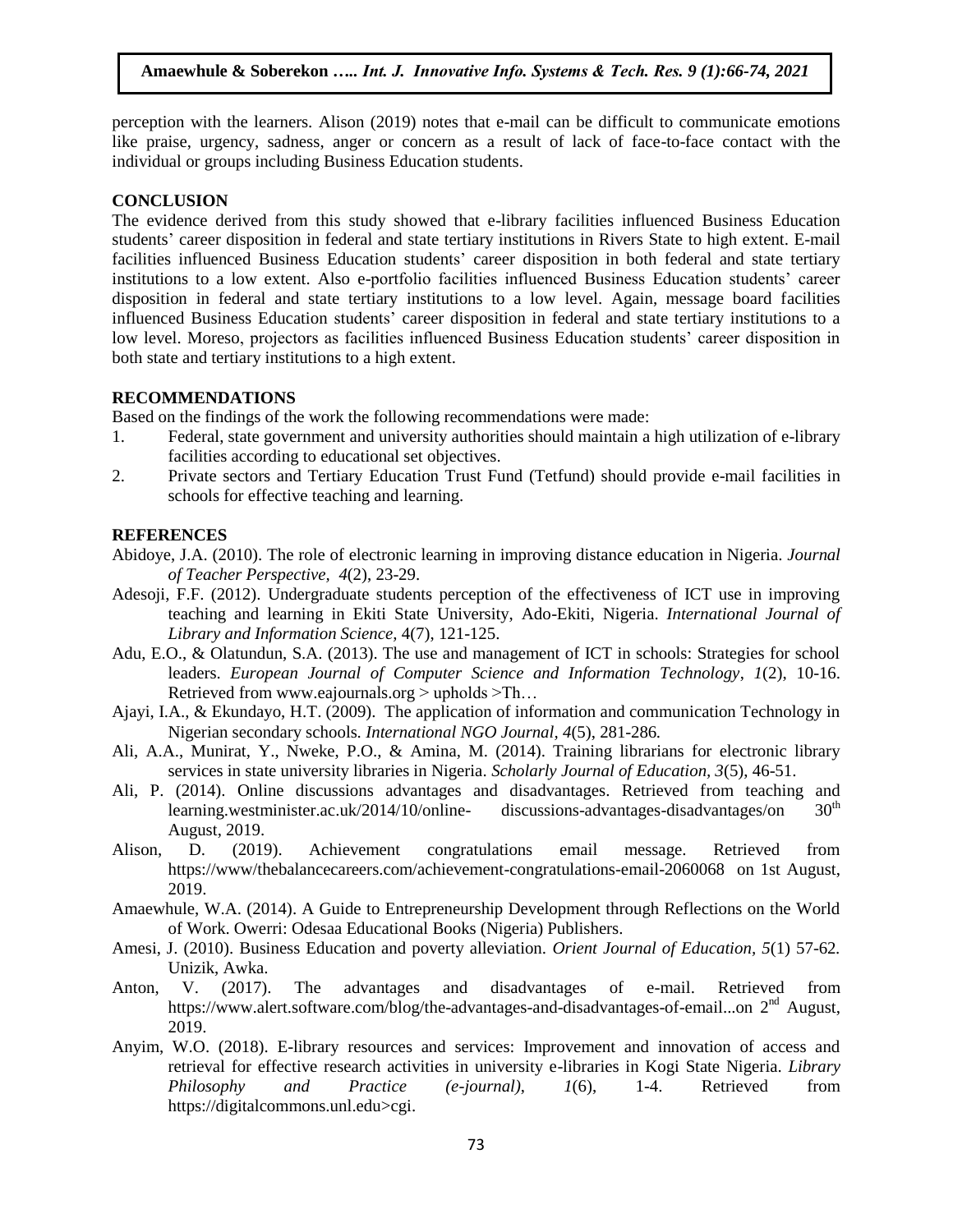perception with the learners. Alison (2019) notes that e-mail can be difficult to communicate emotions like praise, urgency, sadness, anger or concern as a result of lack of face-to-face contact with the individual or groups including Business Education students.

## CONCLUSION

The evidence derived from this study showed that e-library facilities influenced Business Education students' career disposition in federal and state tertiary institutions in Rivers State to high extent. E-mail facilities influenced Business Education students' career disposition in both federal and state tertiary institutions to a low extent. Also e-portfolio facilities influenced Business Education students' career disposition in federal and state tertiary institutions to a low level. Again, message board facilities influenced Business Education students' career disposition in federal and state tertiary institutions to a low level. Moreso, projectors as facilities influenced Business Education students' career disposition in both state and tertiary institutions to a high extent.

## RECOMMENDATIONS

Based on the findings of the work the following recommendations were made:

1. Federal, state government and university authorities should maintain a high utilization of e-library facilities according to educational set objectives.
2. Private sectors and Tertiary Education Trust Fund (Tetfund) should provide e-mail facilities in schools for effective teaching and learning.

## REFERENCES

Abidoye, J.A. (2010). The role of electronic learning in improving distance education in Nigeria. *Journal of Teacher Perspective, 4*(2), 23-29.

Adesoji, F.F. (2012). Undergraduate students perception of the effectiveness of ICT use in improving teaching and learning in Ekiti State University, Ado-Ekiti, Nigeria. *International Journal of Library and Information Science,* 4(7), 121-125.

Adu, E.O., & Olatundun, S.A. (2013). The use and management of ICT in schools: Strategies for school leaders. *European Journal of Computer Science and Information Technology, 1*(2), 10-16. Retrieved from www.eajournals.org > upholds >Th…

Ajayi, I.A., & Ekundayo, H.T. (2009). The application of information and communication Technology in Nigerian secondary schools. *International NGO Journal, 4*(5), 281-286.

Ali, A.A., Munirat, Y., Nweke, P.O., & Amina, M. (2014). Training librarians for electronic library services in state university libraries in Nigeria. *Scholarly Journal of Education, 3*(5), 46-51.

Ali, P. (2014). Online discussions advantages and disadvantages. Retrieved from teaching and learning.westminister.ac.uk/2014/10/online- discussions-advantages-disadvantages/on 30th August, 2019.

Alison, D. (2019). Achievement congratulations email message. Retrieved from https://www/thebalancecareers.com/achievement-congratulations-email-2060068 on 1st August, 2019.

Amaewhule, W.A. (2014). A Guide to Entrepreneurship Development through Reflections on the World of Work. Owerri: Odesaa Educational Books (Nigeria) Publishers.

Amesi, J. (2010). Business Education and poverty alleviation. *Orient Journal of Education, 5*(1) 57-62. Unizik, Awka.

Anton, V. (2017). The advantages and disadvantages of e-mail. Retrieved from https://www.alert.software.com/blog/the-advantages-and-disadvantages-of-email...on 2nd August, 2019.

Anyim, W.O. (2018). E-library resources and services: Improvement and innovation of access and retrieval for effective research activities in university e-libraries in Kogi State Nigeria. *Library Philosophy and Practice (e-journal), 1*(6), 1-4. Retrieved from https://digitalcommons.unl.edu>cgi.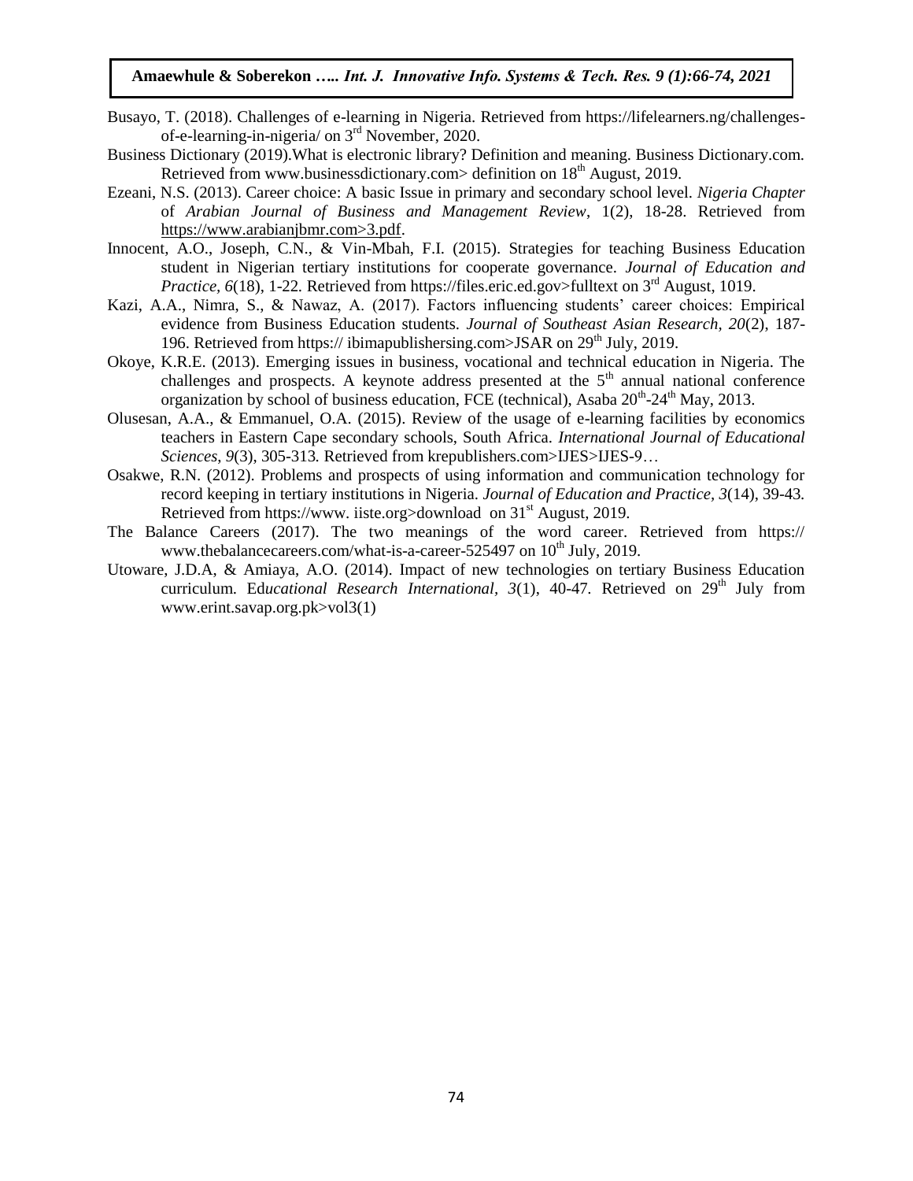Busayo, T. (2018). Challenges of e-learning in Nigeria. Retrieved from https://lifelearners.ng/challenges-of-e-learning-in-nigeria/ on 3rd November, 2020.

Business Dictionary (2019).What is electronic library? Definition and meaning. Business Dictionary.com. Retrieved from www.businessdictionary.com> definition on 18th August, 2019.

Ezeani, N.S. (2013). Career choice: A basic Issue in primary and secondary school level. *Nigeria Chapter* of *Arabian Journal of Business and Management Review*, 1(2), 18-28. Retrieved from https://www.arabianjbmr.com>3.pdf.

Innocent, A.O., Joseph, C.N., & Vin-Mbah, F.I. (2015). Strategies for teaching Business Education student in Nigerian tertiary institutions for cooperate governance. *Journal of Education and Practice, 6*(18), 1-22. Retrieved from https://files.eric.ed.gov>fulltext on 3rd August, 1019.

Kazi, A.A., Nimra, S., & Nawaz, A. (2017). Factors influencing students' career choices: Empirical evidence from Business Education students. *Journal of Southeast Asian Research*, *20*(2), 187-196. Retrieved from https:// ibimapublishersing.com>JSAR on 29th July, 2019.

Okoye, K.R.E. (2013). Emerging issues in business, vocational and technical education in Nigeria. The challenges and prospects. A keynote address presented at the 5th annual national conference organization by school of business education, FCE (technical), Asaba 20th-24th May, 2013.

Olusesan, A.A., & Emmanuel, O.A. (2015). Review of the usage of e-learning facilities by economics teachers in Eastern Cape secondary schools, South Africa. *International Journal of Educational Sciences*, *9*(3), 305-313. Retrieved from krepublishers.com>IJES>IJES-9…

Osakwe, R.N. (2012). Problems and prospects of using information and communication technology for record keeping in tertiary institutions in Nigeria. *Journal of Education and Practice, 3*(14), 39-43. Retrieved from https://www. iiste.org>download on 31st August, 2019.

The Balance Careers (2017). The two meanings of the word career. Retrieved from https:// www.thebalancecareers.com/what-is-a-career-525497 on 10th July, 2019.

Utoware, J.D.A, & Amiaya, A.O. (2014). Impact of new technologies on tertiary Business Education curriculum. *Educational Research International, 3*(1), 40-47. Retrieved on 29th July from www.erint.savap.org.pk>vol3(1)